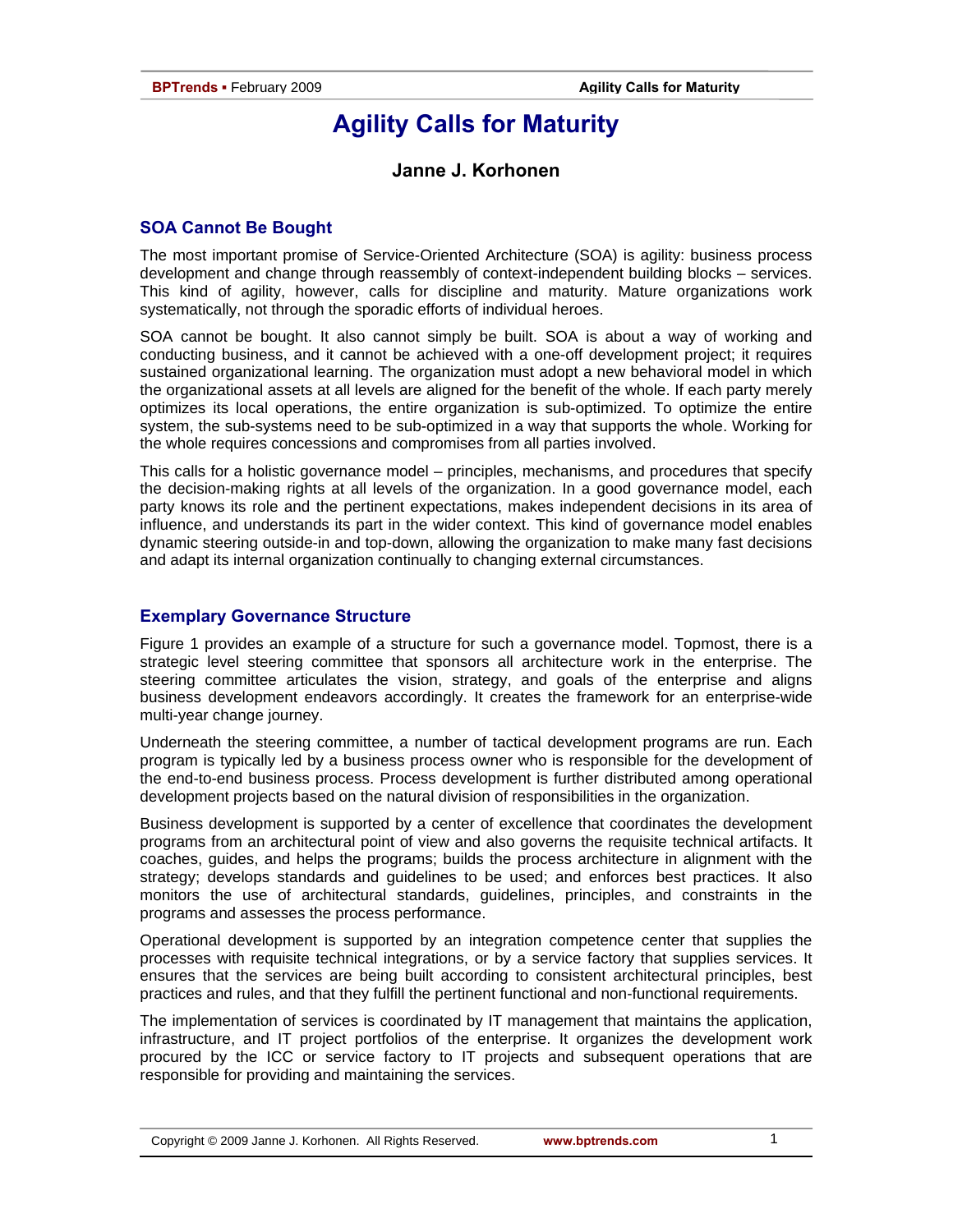# Agility Calls for Maturity

### Janne J. Korhonen

## SOA Cannot Be Bought

The most important promise of Service-Oriented Architecture (SOA) is agility: business process development and change through reassembly of context-independent building blocks – services. This kind of agility, however, calls for discipline and maturity. Mature organizations work systematically, not through the sporadic efforts of individual heroes.

SOA cannot be bought. It also cannot simply be built. SOA is about a way of working and conducting business, and it cannot be achieved with a one-off development project; it requires sustained organizational learning. The organization must adopt a new behavioral model in which the organizational assets at all levels are aligned for the benefit of the whole. If each party merely optimizes its local operations, the entire organization is sub-optimized. To optimize the entire system, the sub-systems need to be sub-optimized in a way that supports the whole. Working for the whole requires concessions and compromises from all parties involved.

This calls for a holistic governance model – principles, mechanisms, and procedures that specify the decision-making rights at all levels of the organization. In a good governance model, each party knows its role and the pertinent expectations, makes independent decisions in its area of influence, and understands its part in the wider context. This kind of governance model enables dynamic steering outside-in and top-down, allowing the organization to make many fast decisions and adapt its internal organization continually to changing external circumstances.

## Exemplary Governance Structure

Figure 1 provides an example of a structure for such a governance model. Topmost, there is a strategic level steering committee that sponsors all architecture work in the enterprise. The steering committee articulates the vision, strategy, and goals of the enterprise and aligns business development endeavors accordingly. It creates the framework for an enterprise-wide multi-year change journey.

Underneath the steering committee, a number of tactical development programs are run. Each program is typically led by a business process owner who is responsible for the development of the end-to-end business process. Process development is further distributed among operational development projects based on the natural division of responsibilities in the organization.

Business development is supported by a center of excellence that coordinates the development programs from an architectural point of view and also governs the requisite technical artifacts. It coaches, guides, and helps the programs; builds the process architecture in alignment with the strategy; develops standards and guidelines to be used; and enforces best practices. It also monitors the use of architectural standards, guidelines, principles, and constraints in the programs and assesses the process performance.

Operational development is supported by an integration competence center that supplies the processes with requisite technical integrations, or by a service factory that supplies services. It ensures that the services are being built according to consistent architectural principles, best practices and rules, and that they fulfill the pertinent functional and non-functional requirements.

The implementation of services is coordinated by IT management that maintains the application, infrastructure, and IT project portfolios of the enterprise. It organizes the development work procured by the ICC or service factory to IT projects and subsequent operations that are responsible for providing and maintaining the services.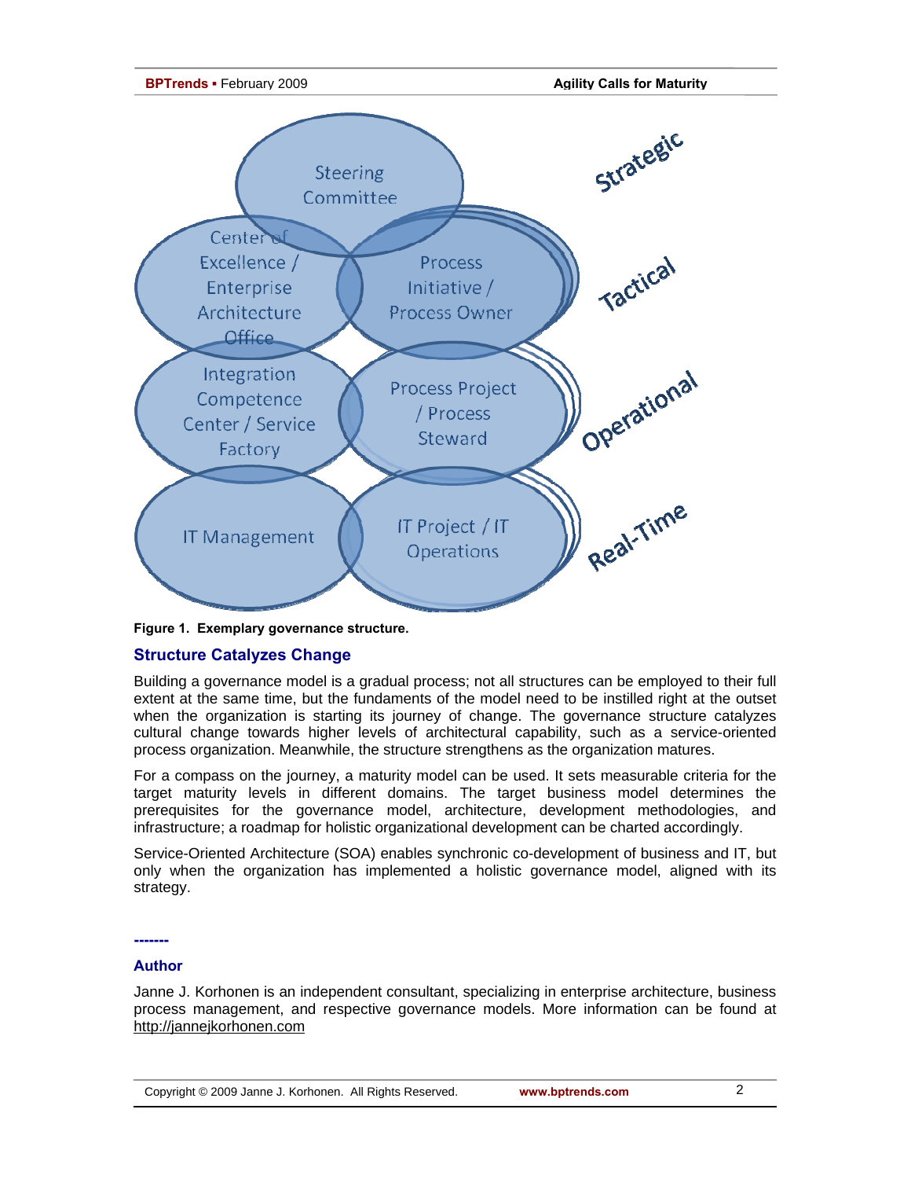Steering Committee

Center of Excellence / Enterprise Architecture Office

Process Initiative / Process Owner

Integration Competence Center / Service Factory

Process Project / Process Steward

IT Management

IT Project / IT Operations

Strategic

Tactical

Operational

Real-Time

**Figure 1. Exemplary governance structure.**

## Structure Catalyzes Change

Building a governance model is a gradual process; not all structures can be employed to their full extent at the same time, but the fundaments of the model need to be instilled right at the outset when the organization is starting its journey of change. The governance structure catalyzes cultural change towards higher levels of architectural capability, such as a service-oriented process organization. Meanwhile, the structure strengthens as the organization matures.

For a compass on the journey, a maturity model can be used. It sets measurable criteria for the target maturity levels in different domains. The target business model determines the prerequisites for the governance model, architecture, development methodologies, and infrastructure; a roadmap for holistic organizational development can be charted accordingly.

Service-Oriented Architecture (SOA) enables synchronic co-development of business and IT, but only when the organization has implemented a holistic governance model, aligned with its strategy.

-------

## Author

Janne J. Korhonen is an independent consultant, specializing in enterprise architecture, business process management, and respective governance models. More information can be found at http://jannejkorhonen.com